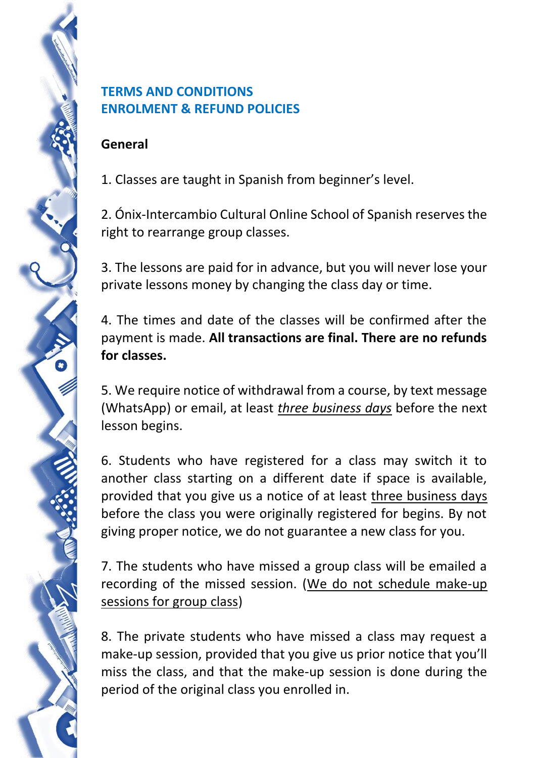# TERMS AND CONDITIONS
# ENROLMENT & REFUND POLICIES

## General

1. Classes are taught in Spanish from beginner's level.

2. Ónix-Intercambio Cultural Online School of Spanish reserves the right to rearrange group classes.

3. The lessons are paid for in advance, but you will never lose your private lessons money by changing the class day or time.

4. The times and date of the classes will be confirmed after the payment is made. **All transactions are final. There are no refunds for classes.**

5. We require notice of withdrawal from a course, by text message (WhatsApp) or email, at least *three business days* before the next lesson begins.

6. Students who have registered for a class may switch it to another class starting on a different date if space is available, provided that you give us a notice of at least three business days before the class you were originally registered for begins. By not giving proper notice, we do not guarantee a new class for you.

7. The students who have missed a group class will be emailed a recording of the missed session. (We do not schedule make-up sessions for group class)

8. The private students who have missed a class may request a make-up session, provided that you give us prior notice that you'll miss the class, and that the make-up session is done during the period of the original class you enrolled in.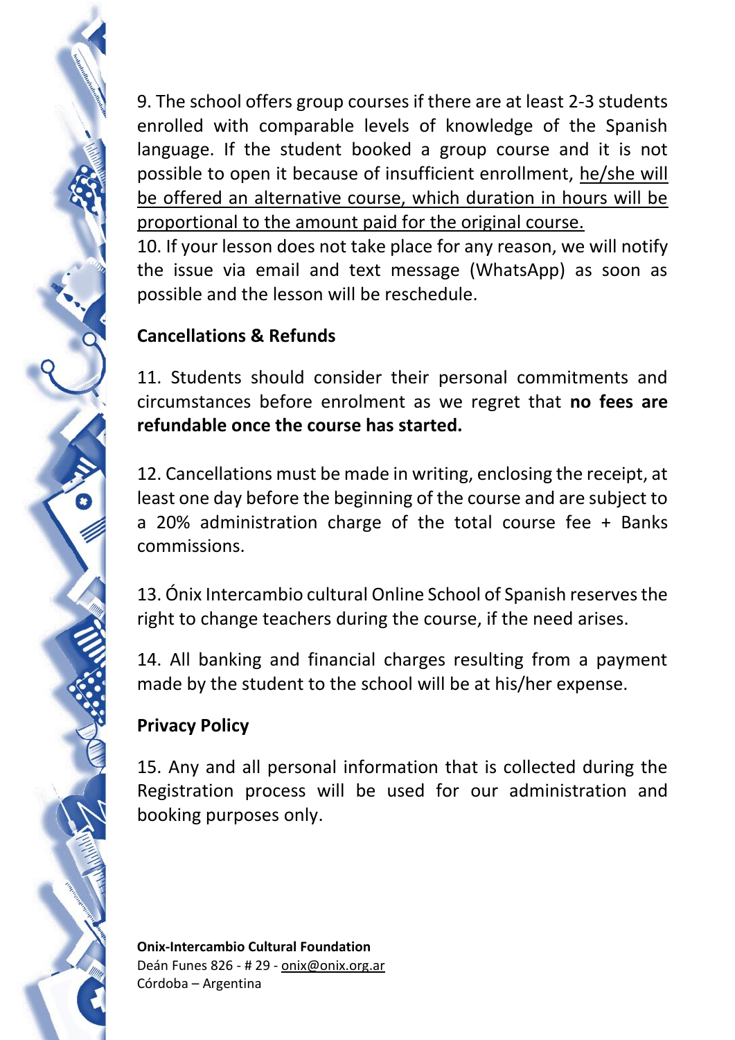9. The school offers group courses if there are at least 2-3 students enrolled with comparable levels of knowledge of the Spanish language. If the student booked a group course and it is not possible to open it because of insufficient enrollment, <u>he/she will be offered an alternative course, which duration in hours will be proportional to the amount paid for the original course.</u>

10. If your lesson does not take place for any reason, we will notify the issue via email and text message (WhatsApp) as soon as possible and the lesson will be reschedule.

**Cancellations & Refunds**

11. Students should consider their personal commitments and circumstances before enrolment as we regret that **no fees are refundable once the course has started.**

12. Cancellations must be made in writing, enclosing the receipt, at least one day before the beginning of the course and are subject to a 20% administration charge of the total course fee + Banks commissions.

13. Ónix Intercambio cultural Online School of Spanish reserves the right to change teachers during the course, if the need arises.

14. All banking and financial charges resulting from a payment made by the student to the school will be at his/her expense.

**Privacy Policy**

15. Any and all personal information that is collected during the Registration process will be used for our administration and booking purposes only.

**Onix-Intercambio Cultural Foundation**
Deán Funes 826 - # 29 - onix@onix.org.ar
Córdoba – Argentina